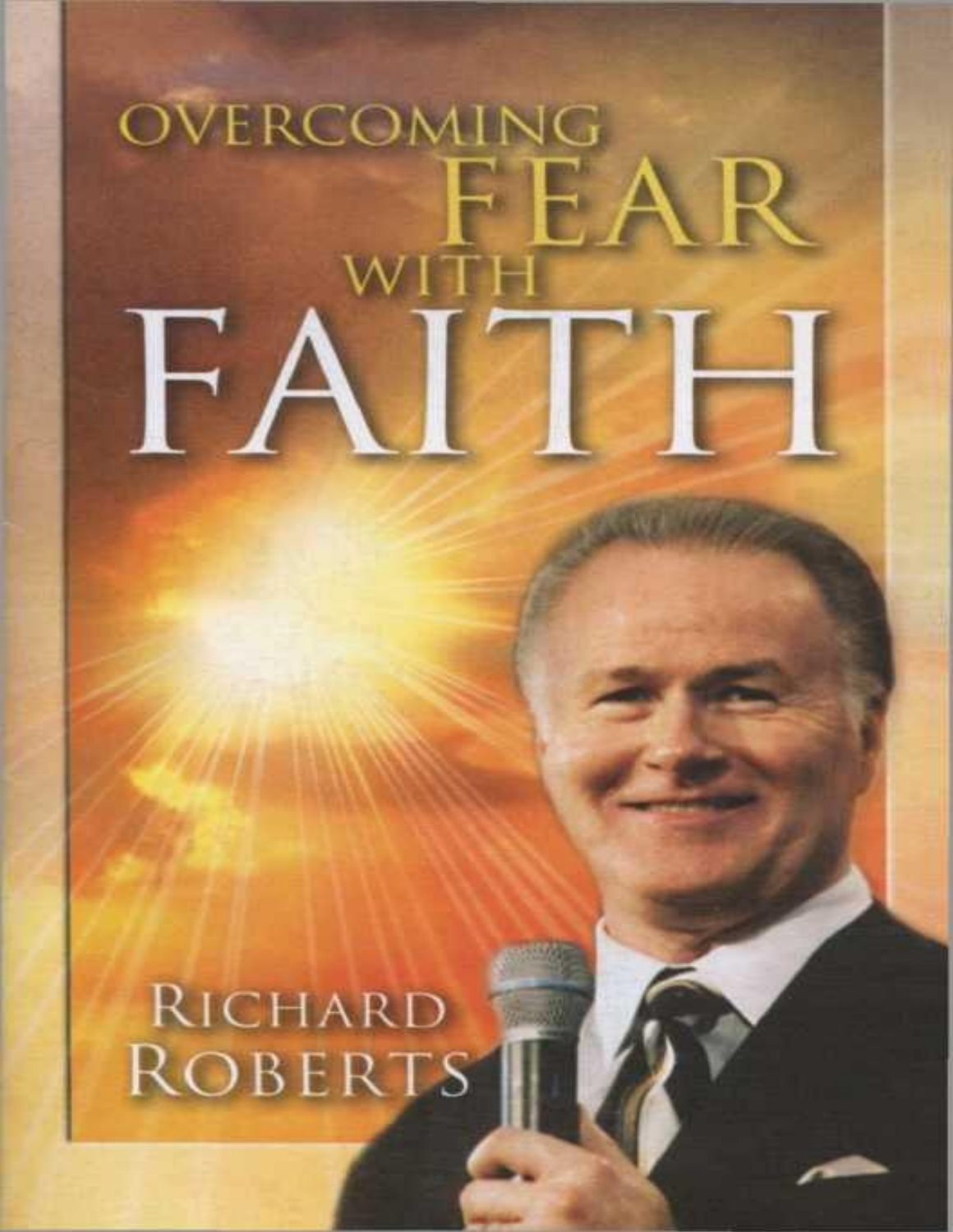# OVERCOMING FEAR WITH FAITH

RICHARD ROBERTS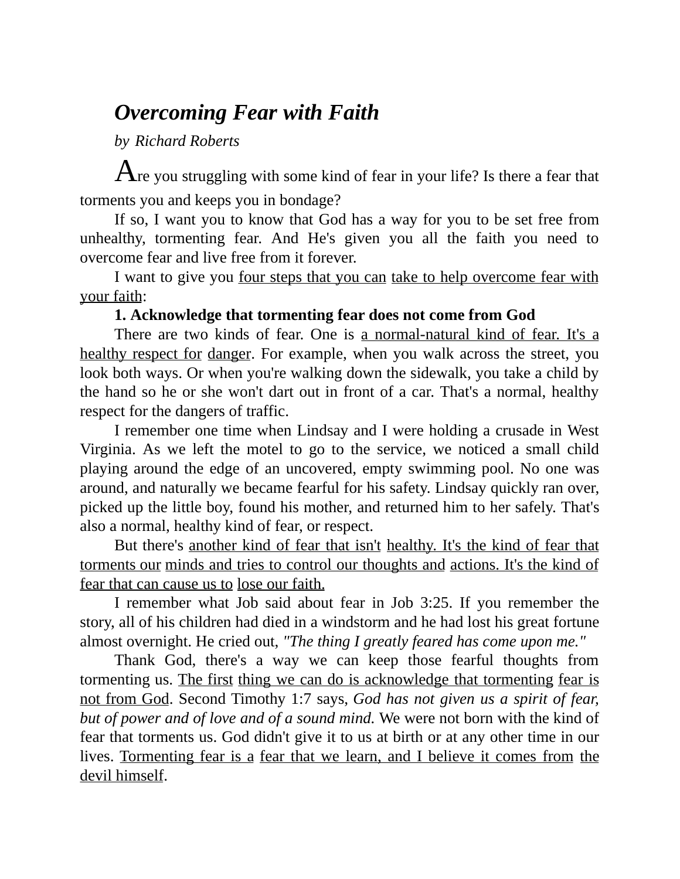# *Overcoming Fear with Faith*

*by Richard Roberts*

Are you struggling with some kind of fear in your life? Is there a fear that torments you and keeps you in bondage?

If so, I want you to know that God has a way for you to be set free from unhealthy, tormenting fear. And He's given you all the faith you need to overcome fear and live free from it forever.

I want to give you four steps that you can take to help overcome fear with your faith:

**1. Acknowledge that tormenting fear does not come from God**

There are two kinds of fear. One is a normal-natural kind of fear. It's a healthy respect for danger. For example, when you walk across the street, you look both ways. Or when you're walking down the sidewalk, you take a child by the hand so he or she won't dart out in front of a car. That's a normal, healthy respect for the dangers of traffic.

I remember one time when Lindsay and I were holding a crusade in West Virginia. As we left the motel to go to the service, we noticed a small child playing around the edge of an uncovered, empty swimming pool. No one was around, and naturally we became fearful for his safety. Lindsay quickly ran over, picked up the little boy, found his mother, and returned him to her safely. That's also a normal, healthy kind of fear, or respect.

But there's another kind of fear that isn't healthy. It's the kind of fear that torments our minds and tries to control our thoughts and actions. It's the kind of fear that can cause us to lose our faith.

I remember what Job said about fear in Job 3:25. If you remember the story, all of his children had died in a windstorm and he had lost his great fortune almost overnight. He cried out, *"The thing I greatly feared has come upon me."*

Thank God, there's a way we can keep those fearful thoughts from tormenting us. The first thing we can do is acknowledge that tormenting fear is not from God. Second Timothy 1:7 says, *God has not given us a spirit of fear, but of power and of love and of a sound mind.* We were not born with the kind of fear that torments us. God didn't give it to us at birth or at any other time in our lives. Tormenting fear is a fear that we learn, and I believe it comes from the devil himself.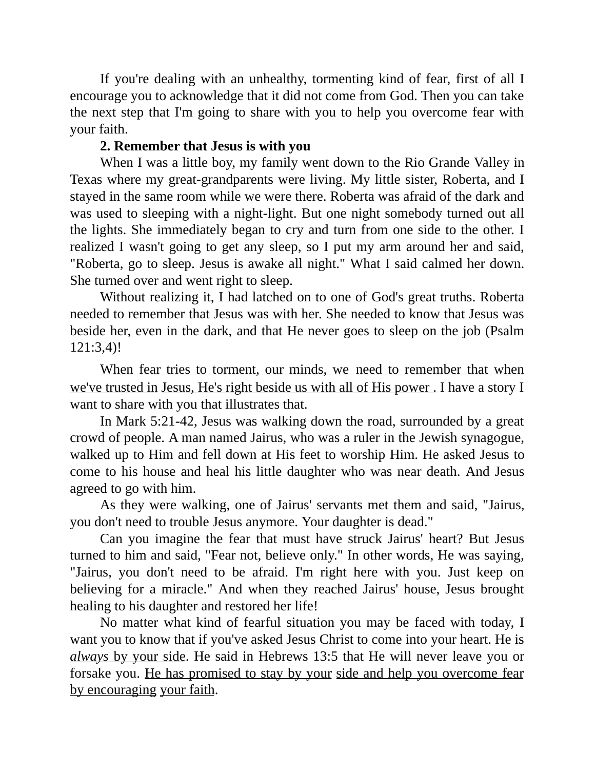If you're dealing with an unhealthy, tormenting kind of fear, first of all I encourage you to acknowledge that it did not come from God. Then you can take the next step that I'm going to share with you to help you overcome fear with your faith.

**2. Remember that Jesus is with you**

When I was a little boy, my family went down to the Rio Grande Valley in Texas where my great-grandparents were living. My little sister, Roberta, and I stayed in the same room while we were there. Roberta was afraid of the dark and was used to sleeping with a night-light. But one night somebody turned out all the lights. She immediately began to cry and turn from one side to the other. I realized I wasn't going to get any sleep, so I put my arm around her and said, "Roberta, go to sleep. Jesus is awake all night." What I said calmed her down. She turned over and went right to sleep.

Without realizing it, I had latched on to one of God's great truths. Roberta needed to remember that Jesus was with her. She needed to know that Jesus was beside her, even in the dark, and that He never goes to sleep on the job (Psalm 121:3,4)!

<u>When fear tries to torment, our minds, we need to remember that when we've trusted in Jesus, He's right beside us with all of His power .</u> I have a story I want to share with you that illustrates that.

In Mark 5:21-42, Jesus was walking down the road, surrounded by a great crowd of people. A man named Jairus, who was a ruler in the Jewish synagogue, walked up to Him and fell down at His feet to worship Him. He asked Jesus to come to his house and heal his little daughter who was near death. And Jesus agreed to go with him.

As they were walking, one of Jairus' servants met them and said, "Jairus, you don't need to trouble Jesus anymore. Your daughter is dead."

Can you imagine the fear that must have struck Jairus' heart? But Jesus turned to him and said, "Fear not, believe only." In other words, He was saying, "Jairus, you don't need to be afraid. I'm right here with you. Just keep on believing for a miracle." And when they reached Jairus' house, Jesus brought healing to his daughter and restored her life!

No matter what kind of fearful situation you may be faced with today, I want you to know that <u>if you've asked Jesus Christ to come into your heart. He is *always* by your side</u>. He said in Hebrews 13:5 that He will never leave you or forsake you. <u>He has promised to stay by your side and help you overcome fear by encouraging your faith</u>.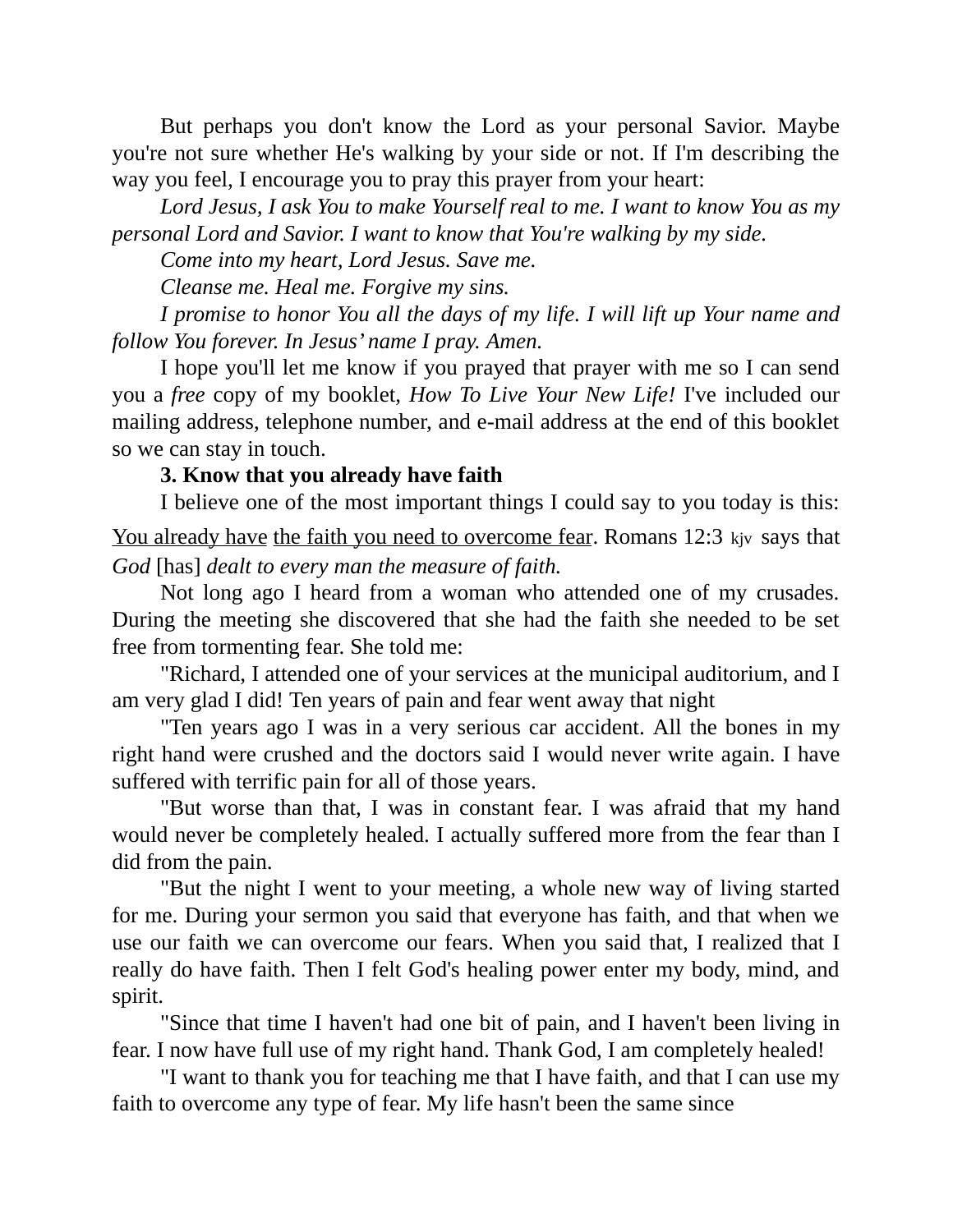But perhaps you don't know the Lord as your personal Savior. Maybe you're not sure whether He's walking by your side or not. If I'm describing the way you feel, I encourage you to pray this prayer from your heart:

*Lord Jesus, I ask You to make Yourself real to me. I want to know You as my personal Lord and Savior. I want to know that You're walking by my side.*

*Come into my heart, Lord Jesus. Save me.*

*Cleanse me. Heal me. Forgive my sins.*

*I promise to honor You all the days of my life. I will lift up Your name and follow You forever. In Jesus' name I pray. Amen.*

I hope you'll let me know if you prayed that prayer with me so I can send you a *free* copy of my booklet, *How To Live Your New Life!* I've included our mailing address, telephone number, and e-mail address at the end of this booklet so we can stay in touch.

**3. Know that you already have faith**

I believe one of the most important things I could say to you today is this: <u>You already have the faith you need to overcome fear</u>. Romans 12:3 kjv says that *God* [has] *dealt to every man the measure of faith.*

Not long ago I heard from a woman who attended one of my crusades. During the meeting she discovered that she had the faith she needed to be set free from tormenting fear. She told me:

"Richard, I attended one of your services at the municipal auditorium, and I am very glad I did! Ten years of pain and fear went away that night

"Ten years ago I was in a very serious car accident. All the bones in my right hand were crushed and the doctors said I would never write again. I have suffered with terrific pain for all of those years.

"But worse than that, I was in constant fear. I was afraid that my hand would never be completely healed. I actually suffered more from the fear than I did from the pain.

"But the night I went to your meeting, a whole new way of living started for me. During your sermon you said that everyone has faith, and that when we use our faith we can overcome our fears. When you said that, I realized that I really do have faith. Then I felt God's healing power enter my body, mind, and spirit.

"Since that time I haven't had one bit of pain, and I haven't been living in fear. I now have full use of my right hand. Thank God, I am completely healed!

"I want to thank you for teaching me that I have faith, and that I can use my faith to overcome any type of fear. My life hasn't been the same since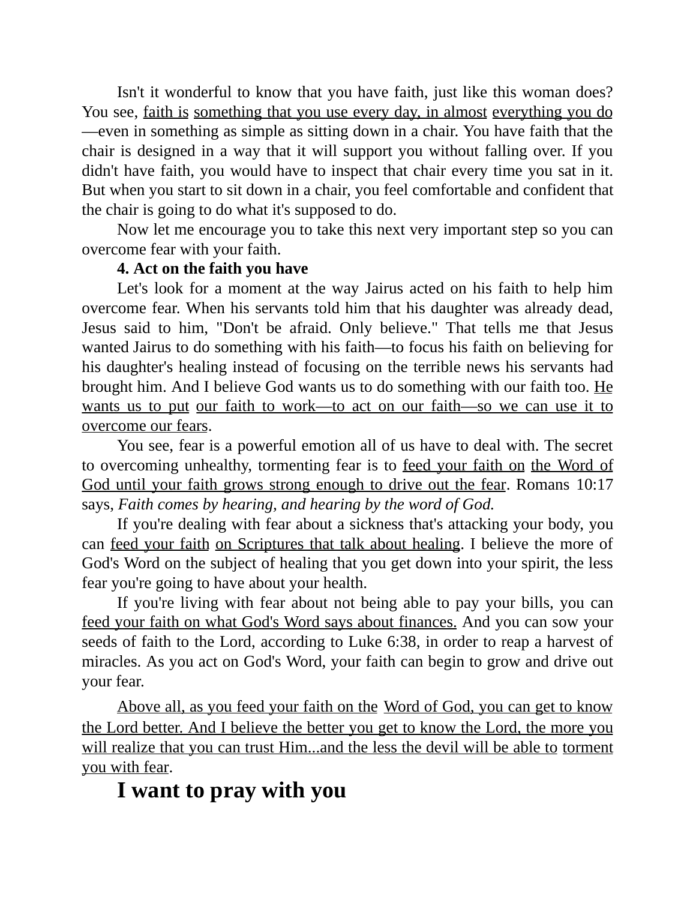Isn't it wonderful to know that you have faith, just like this woman does? You see, <u>faith is something that you use every day, in almost everything you do</u>—even in something as simple as sitting down in a chair. You have faith that the chair is designed in a way that it will support you without falling over. If you didn't have faith, you would have to inspect that chair every time you sat in it. But when you start to sit down in a chair, you feel comfortable and confident that the chair is going to do what it's supposed to do.

Now let me encourage you to take this next very important step so you can overcome fear with your faith.

**4. Act on the faith you have**

Let's look for a moment at the way Jairus acted on his faith to help him overcome fear. When his servants told him that his daughter was already dead, Jesus said to him, "Don't be afraid. Only believe." That tells me that Jesus wanted Jairus to do something with his faith—to focus his faith on believing for his daughter's healing instead of focusing on the terrible news his servants had brought him. And I believe God wants us to do something with our faith too. <u>He wants us to put our faith to work—to act on our faith—so we can use it to overcome our fears</u>.

You see, fear is a powerful emotion all of us have to deal with. The secret to overcoming unhealthy, tormenting fear is to <u>feed your faith on the Word of God until your faith grows strong enough to drive out the fear</u>. Romans 10:17 says, *Faith comes by hearing, and hearing by the word of God.*

If you're dealing with fear about a sickness that's attacking your body, you can <u>feed your faith on Scriptures that talk about healing</u>. I believe the more of God's Word on the subject of healing that you get down into your spirit, the less fear you're going to have about your health.

If you're living with fear about not being able to pay your bills, you can <u>feed your faith on what God's Word says about finances.</u> And you can sow your seeds of faith to the Lord, according to Luke 6:38, in order to reap a harvest of miracles. As you act on God's Word, your faith can begin to grow and drive out your fear.

<u>Above all, as you feed your faith on the Word of God, you can get to know the Lord better. And I believe the better you get to know the Lord, the more you will realize that you can trust Him...and the less the devil will be able to torment you with fear</u>.

## I want to pray with you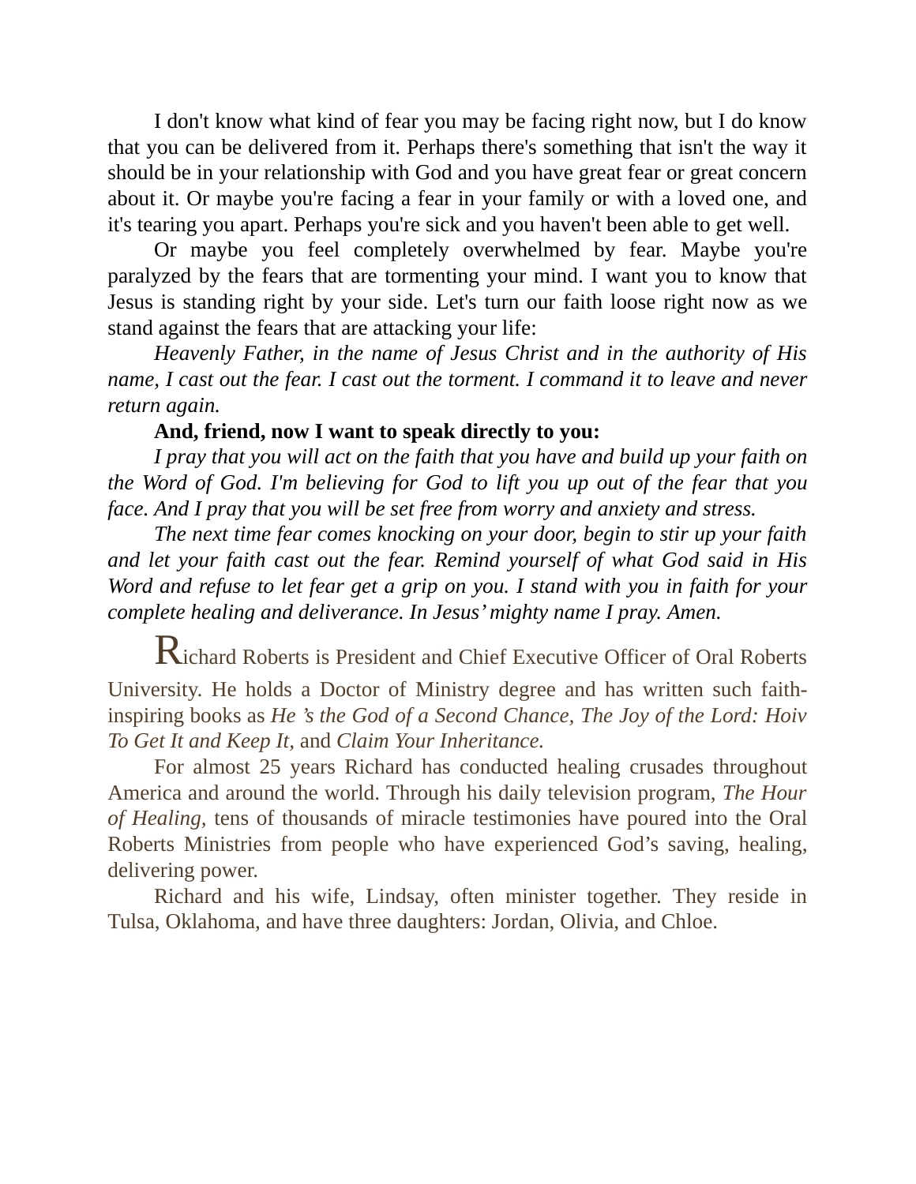I don't know what kind of fear you may be facing right now, but I do know that you can be delivered from it. Perhaps there's something that isn't the way it should be in your relationship with God and you have great fear or great concern about it. Or maybe you're facing a fear in your family or with a loved one, and it's tearing you apart. Perhaps you're sick and you haven't been able to get well.

Or maybe you feel completely overwhelmed by fear. Maybe you're paralyzed by the fears that are tormenting your mind. I want you to know that Jesus is standing right by your side. Let's turn our faith loose right now as we stand against the fears that are attacking your life:

*Heavenly Father, in the name of Jesus Christ and in the authority of His name, I cast out the fear. I cast out the torment. I command it to leave and never return again.*

**And, friend, now I want to speak directly to you:**

*I pray that you will act on the faith that you have and build up your faith on the Word of God. I'm believing for God to lift you up out of the fear that you face. And I pray that you will be set free from worry and anxiety and stress.*

*The next time fear comes knocking on your door, begin to stir up your faith and let your faith cast out the fear. Remind yourself of what God said in His Word and refuse to let fear get a grip on you. I stand with you in faith for your complete healing and deliverance. In Jesus' mighty name I pray. Amen.*

Richard Roberts is President and Chief Executive Officer of Oral Roberts University. He holds a Doctor of Ministry degree and has written such faith-inspiring books as *He 's the God of a Second Chance, The Joy of the Lord: Hoiv To Get It and Keep It,* and *Claim Your Inheritance.*

For almost 25 years Richard has conducted healing crusades throughout America and around the world. Through his daily television program, *The Hour of Healing*, tens of thousands of miracle testimonies have poured into the Oral Roberts Ministries from people who have experienced God's saving, healing, delivering power.

Richard and his wife, Lindsay, often minister together. They reside in Tulsa, Oklahoma, and have three daughters: Jordan, Olivia, and Chloe.